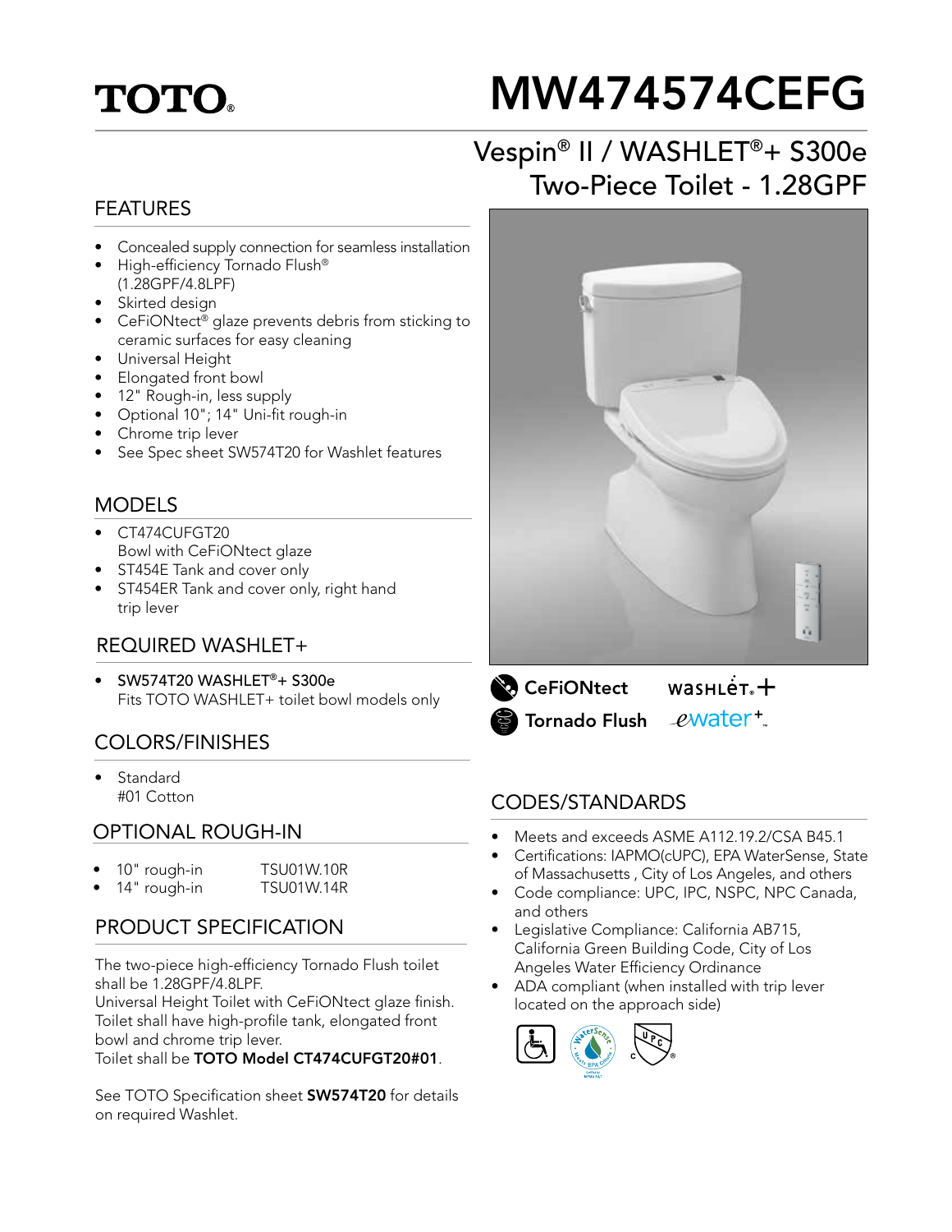TOTO®

# MW474574CEFG

## Vespin® II / WASHLET®+ S300e Two-Piece Toilet - 1.28GPF

### FEATURES

- Concealed supply connection for seamless installation
- High-efficiency Tornado Flush® (1.28GPF/4.8LPF)
- Skirted design
- CeFiONtect® glaze prevents debris from sticking to ceramic surfaces for easy cleaning
- Universal Height
- Elongated front bowl
- 12" Rough-in, less supply
- Optional 10"; 14" Uni-fit rough-in
- Chrome trip lever
- See Spec sheet SW574T20 for Washlet features

### MODELS

- CT474CUFGT20
  Bowl with CeFiONtect glaze
- ST454E Tank and cover only
- ST454ER Tank and cover only, right hand trip lever

### REQUIRED WASHLET+

- SW574T20 WASHLET®+ S300e
  Fits TOTO WASHLET+ toilet bowl models only

### COLORS/FINISHES

- Standard
  #01 Cotton

### OPTIONAL ROUGH-IN

| | |
|---|---|
| 10" rough-in | TSU01W.10R |
| 14" rough-in | TSU01W.14R |

### PRODUCT SPECIFICATION

The two-piece high-efficiency Tornado Flush toilet shall be 1.28GPF/4.8LPF.
Universal Height Toilet with CeFiONtect glaze finish. Toilet shall have high-profile tank, elongated front bowl and chrome trip lever.
Toilet shall be **TOTO Model CT474CUFGT20#01**.

See TOTO Specification sheet **SW574T20** for details on required Washlet.

CeFiONtect | WASHLET+ | Tornado Flush | ewater+

### CODES/STANDARDS

- Meets and exceeds ASME A112.19.2/CSA B45.1
- Certifications: IAPMO(cUPC), EPA WaterSense, State of Massachusetts , City of Los Angeles, and others
- Code compliance: UPC, IPC, NSPC, NPC Canada, and others
- Legislative Compliance: California AB715, California Green Building Code, City of Los Angeles Water Efficiency Ordinance
- ADA compliant (when installed with trip lever located on the approach side)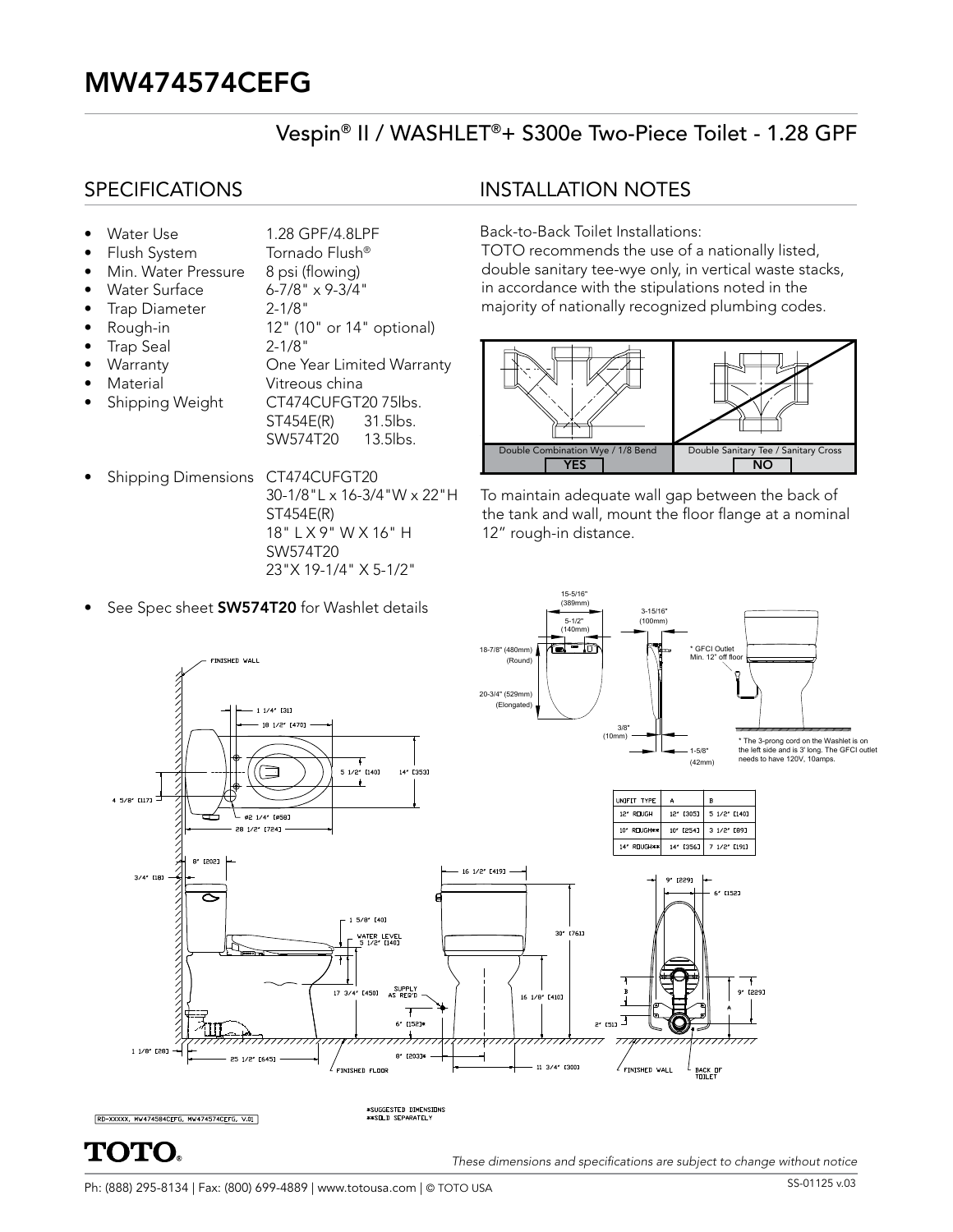# MW474574CEFG

## Vespin® II / WASHLET®+ S300e Two-Piece Toilet - 1.28 GPF

## SPECIFICATIONS

- Water Use: 1.28 GPF/4.8LPF
- Flush System: Tornado Flush®
- Min. Water Pressure: 8 psi (flowing)
- Water Surface: 6-7/8" x 9-3/4"
- Trap Diameter: 2-1/8"
- Rough-in: 12" (10" or 14" optional)
- Trap Seal: 2-1/8"
- Warranty: One Year Limited Warranty
- Material: Vitreous china
- Shipping Weight: CT474CUFGT20 75lbs. / ST454E(R) 31.5lbs. / SW574T20 13.5lbs.
- Shipping Dimensions: CT474CUFGT20 30-1/8"L x 16-3/4"W x 22"H / ST454E(R) 18" L X 9" W X 16" H / SW574T20 23"X 19-1/4" X 5-1/2"
- See Spec sheet **SW574T20** for Washlet details

## INSTALLATION NOTES

Back-to-Back Toilet Installations:
TOTO recommends the use of a nationally listed, double sanitary tee-wye only, in vertical waste stacks, in accordance with the stipulations noted in the majority of nationally recognized plumbing codes.

| Double Combination Wye / 1/8 Bend | Double Sanitary Tee / Sanitary Cross |
|---|---|
| YES | NO |

To maintain adequate wall gap between the back of the tank and wall, mount the floor flange at a nominal 12" rough-in distance.

15-5/16" (389mm)
5-1/2" (140mm)
3-15/16" (100mm)
18-7/8" (480mm) (Round)
20-3/4" (529mm) (Elongated)
3/8" (10mm)
1-5/8" (42mm)
* GFCI Outlet Min. 12" off floor
* The 3-prong cord on the Washlet is on the left side and is 3' long. The GFCI outlet needs to have 120V, 10amps.

FINISHED WALL
1 1/4" [31]
18 1/2" [470]
5 1/2" [140]
14" [353]
4 5/8" [117]
Ø2 1/4" [Ø58]
28 1/2" [724]
8" [202]
3/4" [18]
1 5/8" [40]
WATER LEVEL 5 1/2" [140]
17 3/4" [450]
SUPPLY AS REQ'D
6" [152]*
8" [203]*
1 1/8" [28]
25 1/2" [645]
FINISHED FLOOR
16 1/2" [419]
30" [761]
16 1/8" [410]
11 3/4" [300]
9" [229]
6" [152]
9" [229]
2" [51]
FINISHED WALL
BACK OF TOILET

| UNFIT TYPE | A | B |
|---|---|---|
| 12" ROUGH | 12" [305] | 5 1/2" [140] |
| 10" ROUGH** | 10" [254] | 3 1/2" [89] |
| 14" ROUGH** | 14" [356] | 7 1/2" [191] |

*SUGGESTED DIMENSIONS
**SOLD SEPARATELY

RD-XXXXX, MW474584CEFG, MW474574CEFG, V.01

*These dimensions and specifications are subject to change without notice*

Ph: (888) 295-8134 | Fax: (800) 699-4889 | www.totousa.com | © TOTO USA

SS-01125 v.03